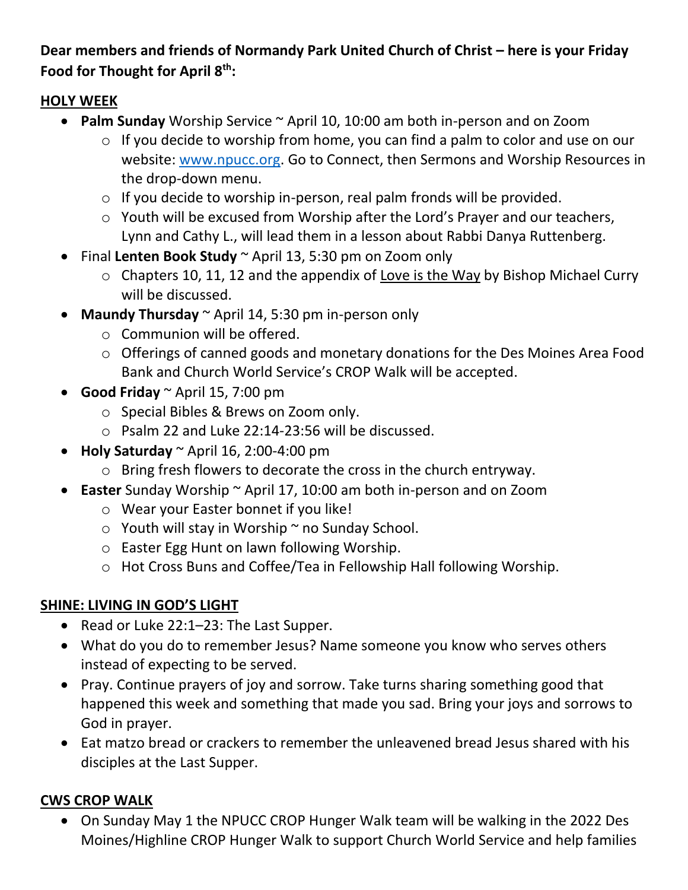**Dear members and friends of Normandy Park United Church of Christ – here is your Friday Food for Thought for April 8th:**

## HOLY WEEK

- **Palm Sunday** Worship Service ~ April 10, 10:00 am both in-person and on Zoom
  - If you decide to worship from home, you can find a palm to color and use on our website: [www.npucc.org](www.npucc.org). Go to Connect, then Sermons and Worship Resources in the drop-down menu.
  - If you decide to worship in-person, real palm fronds will be provided.
  - Youth will be excused from Worship after the Lord's Prayer and our teachers, Lynn and Cathy L., will lead them in a lesson about Rabbi Danya Ruttenberg.
- Final **Lenten Book Study** ~ April 13, 5:30 pm on Zoom only
  - Chapters 10, 11, 12 and the appendix of Love is the Way by Bishop Michael Curry will be discussed.
- **Maundy Thursday** ~ April 14, 5:30 pm in-person only
  - Communion will be offered.
  - Offerings of canned goods and monetary donations for the Des Moines Area Food Bank and Church World Service's CROP Walk will be accepted.
- **Good Friday** ~ April 15, 7:00 pm
  - Special Bibles & Brews on Zoom only.
  - Psalm 22 and Luke 22:14-23:56 will be discussed.
- **Holy Saturday** ~ April 16, 2:00-4:00 pm
  - Bring fresh flowers to decorate the cross in the church entryway.
- **Easter** Sunday Worship ~ April 17, 10:00 am both in-person and on Zoom
  - Wear your Easter bonnet if you like!
  - Youth will stay in Worship ~ no Sunday School.
  - Easter Egg Hunt on lawn following Worship.
  - Hot Cross Buns and Coffee/Tea in Fellowship Hall following Worship.

## SHINE: LIVING IN GOD'S LIGHT

- Read or Luke 22:1–23: The Last Supper.
- What do you do to remember Jesus? Name someone you know who serves others instead of expecting to be served.
- Pray. Continue prayers of joy and sorrow. Take turns sharing something good that happened this week and something that made you sad. Bring your joys and sorrows to God in prayer.
- Eat matzo bread or crackers to remember the unleavened bread Jesus shared with his disciples at the Last Supper.

## CWS CROP WALK

- On Sunday May 1 the NPUCC CROP Hunger Walk team will be walking in the 2022 Des Moines/Highline CROP Hunger Walk to support Church World Service and help families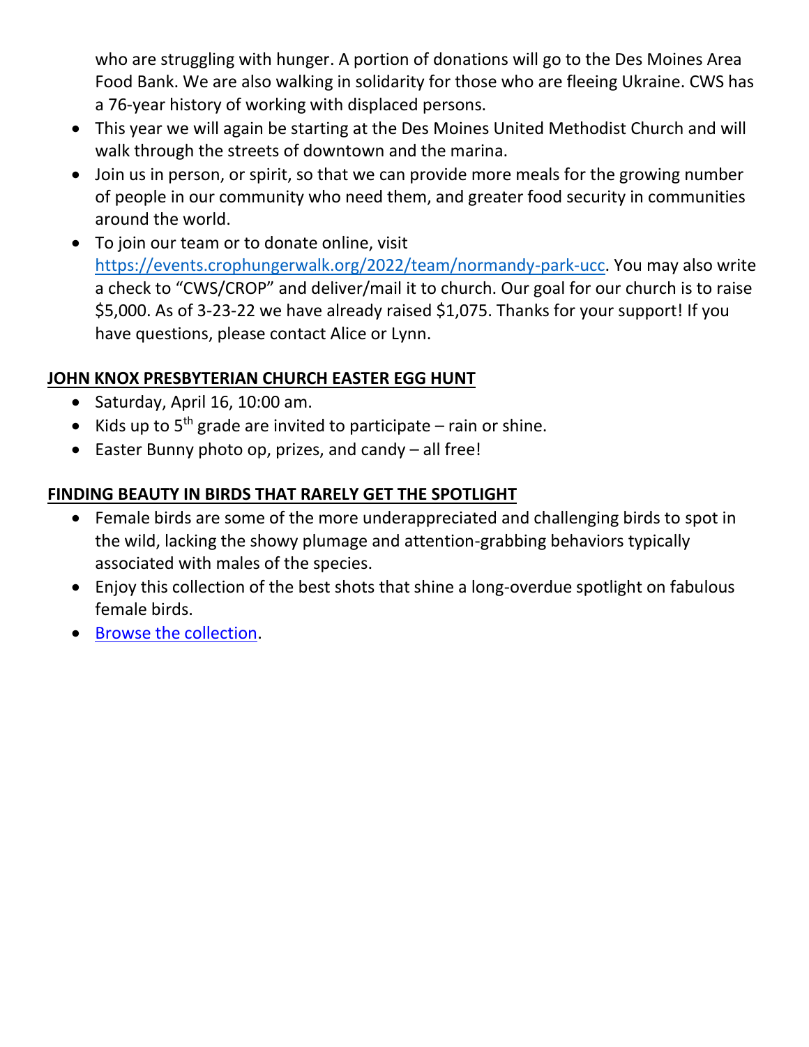who are struggling with hunger. A portion of donations will go to the Des Moines Area Food Bank. We are also walking in solidarity for those who are fleeing Ukraine. CWS has a 76-year history of working with displaced persons.

- This year we will again be starting at the Des Moines United Methodist Church and will walk through the streets of downtown and the marina.
- Join us in person, or spirit, so that we can provide more meals for the growing number of people in our community who need them, and greater food security in communities around the world.
- To join our team or to donate online, visit [https://events.crophungerwalk.org/2022/team/normandy-park-ucc](https://events.crophungerwalk.org/2022/team/normandy-park-ucc). You may also write a check to "CWS/CROP" and deliver/mail it to church. Our goal for our church is to raise $5,000. As of 3-23-22 we have already raised $1,075. Thanks for your support! If you have questions, please contact Alice or Lynn.

**JOHN KNOX PRESBYTERIAN CHURCH EASTER EGG HUNT**

- Saturday, April 16, 10:00 am.
- Kids up to 5th grade are invited to participate – rain or shine.
- Easter Bunny photo op, prizes, and candy – all free!

**FINDING BEAUTY IN BIRDS THAT RARELY GET THE SPOTLIGHT**

- Female birds are some of the more underappreciated and challenging birds to spot in the wild, lacking the showy plumage and attention-grabbing behaviors typically associated with males of the species.
- Enjoy this collection of the best shots that shine a long-overdue spotlight on fabulous female birds.
- Browse the collection.